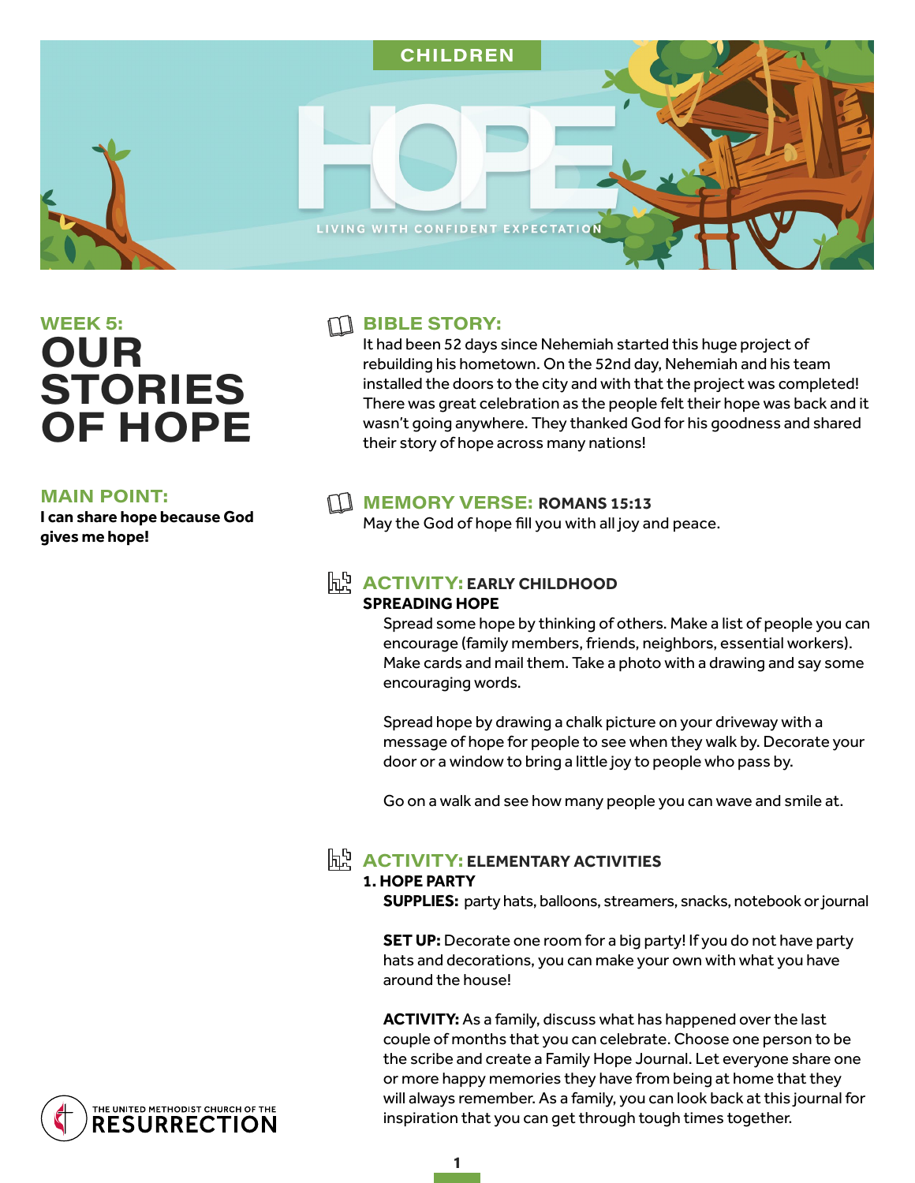CHILDREN

# HOPE

LIVING WITH CONFIDENT EXPECTATION

## WEEK 5:
# OUR STORIES OF HOPE

### MAIN POINT:
**I can share hope because God gives me hope!**

### BIBLE STORY:
It had been 52 days since Nehemiah started this huge project of rebuilding his hometown. On the 52nd day, Nehemiah and his team installed the doors to the city and with that the project was completed! There was great celebration as the people felt their hope was back and it wasn't going anywhere. They thanked God for his goodness and shared their story of hope across many nations!

### MEMORY VERSE: ROMANS 15:13
May the God of hope fill you with all joy and peace.

### ACTIVITY: EARLY CHILDHOOD
**SPREADING HOPE**

Spread some hope by thinking of others. Make a list of people you can encourage (family members, friends, neighbors, essential workers). Make cards and mail them. Take a photo with a drawing and say some encouraging words.

Spread hope by drawing a chalk picture on your driveway with a message of hope for people to see when they walk by. Decorate your door or a window to bring a little joy to people who pass by.

Go on a walk and see how many people you can wave and smile at.

### ACTIVITY: ELEMENTARY ACTIVITIES
**1. HOPE PARTY**

**SUPPLIES:** party hats, balloons, streamers, snacks, notebook or journal

**SET UP:** Decorate one room for a big party! If you do not have party hats and decorations, you can make your own with what you have around the house!

**ACTIVITY:** As a family, discuss what has happened over the last couple of months that you can celebrate. Choose one person to be the scribe and create a Family Hope Journal. Let everyone share one or more happy memories they have from being at home that they will always remember. As a family, you can look back at this journal for inspiration that you can get through tough times together.

THE UNITED METHODIST CHURCH OF THE RESURRECTION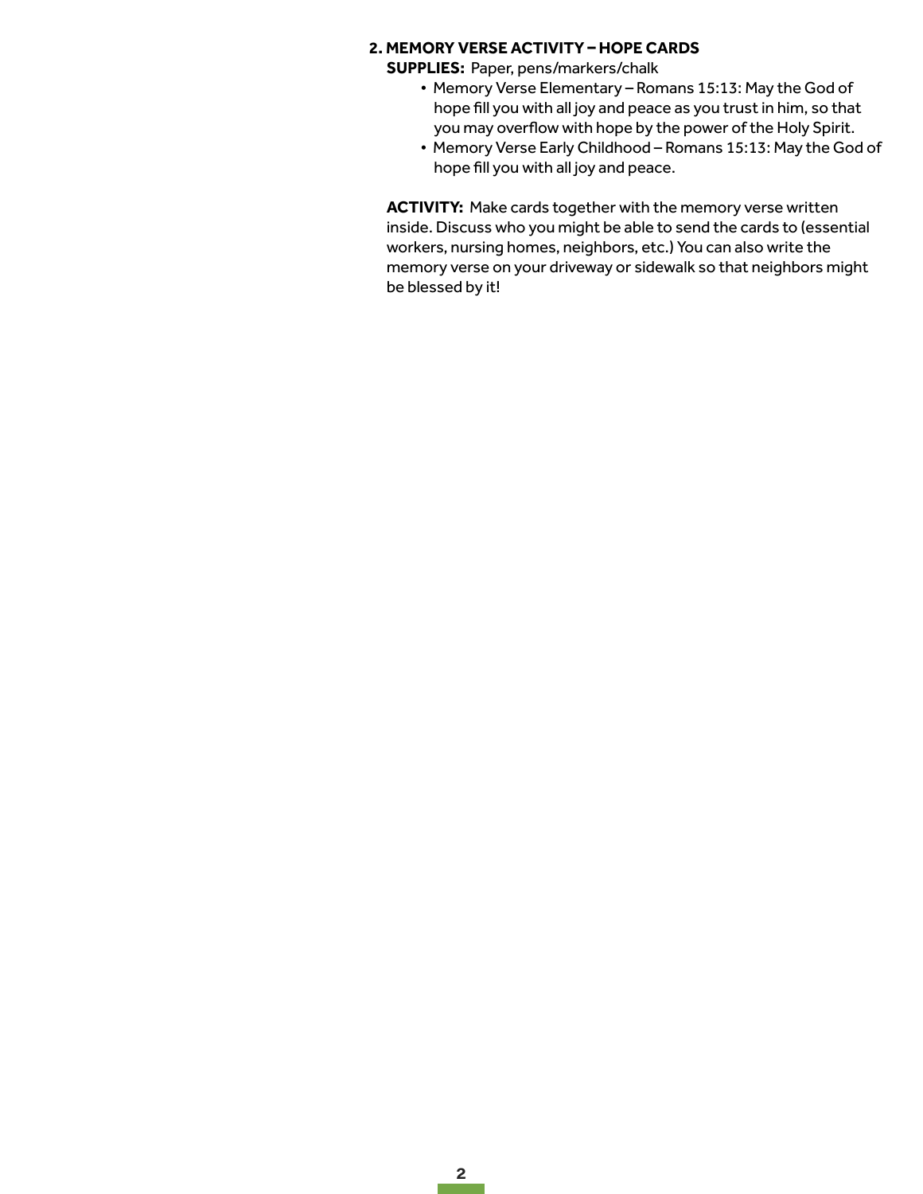### 2. MEMORY VERSE ACTIVITY – HOPE CARDS

**SUPPLIES:** Paper, pens/markers/chalk

- Memory Verse Elementary – Romans 15:13: May the God of hope fill you with all joy and peace as you trust in him, so that you may overflow with hope by the power of the Holy Spirit.
- Memory Verse Early Childhood – Romans 15:13: May the God of hope fill you with all joy and peace.

**ACTIVITY:** Make cards together with the memory verse written inside. Discuss who you might be able to send the cards to (essential workers, nursing homes, neighbors, etc.) You can also write the memory verse on your driveway or sidewalk so that neighbors might be blessed by it!